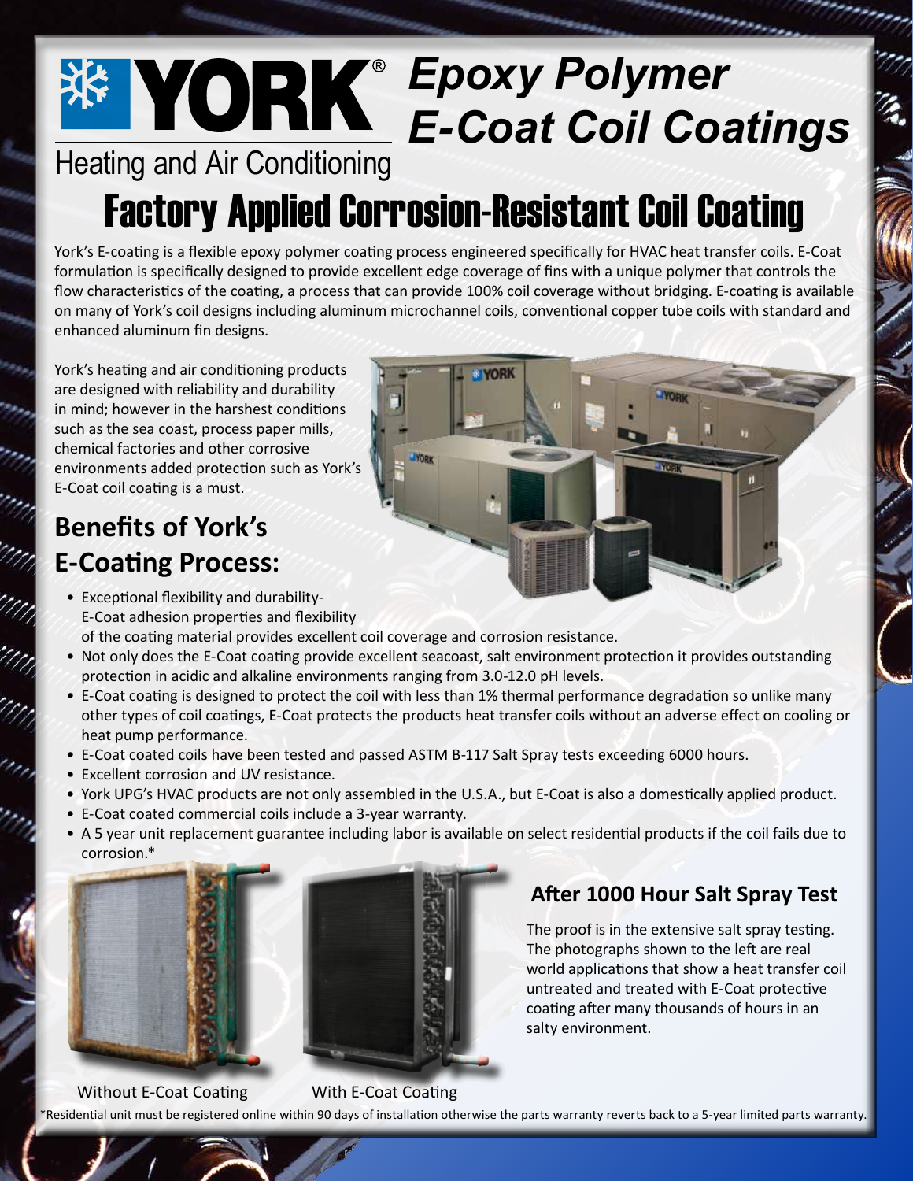# YORK® Epoxy Polymer E-Coat Coil Coatings

Heating and Air Conditioning

## Factory Applied Corrosion-Resistant Coil Coating

York's E-coating is a flexible epoxy polymer coating process engineered specifically for HVAC heat transfer coils. E-Coat formulation is specifically designed to provide excellent edge coverage of fins with a unique polymer that controls the flow characteristics of the coating, a process that can provide 100% coil coverage without bridging. E-coating is available on many of York's coil designs including aluminum microchannel coils, conventional copper tube coils with standard and enhanced aluminum fin designs.

York's heating and air conditioning products are designed with reliability and durability in mind; however in the harshest conditions such as the sea coast, process paper mills, chemical factories and other corrosive environments added protection such as York's E-Coat coil coating is a must.

## Benefits of York's E-Coating Process:

- Exceptional flexibility and durability- E-Coat adhesion properties and flexibility of the coating material provides excellent coil coverage and corrosion resistance.
- Not only does the E-Coat coating provide excellent seacoast, salt environment protection it provides outstanding protection in acidic and alkaline environments ranging from 3.0-12.0 pH levels.
- E-Coat coating is designed to protect the coil with less than 1% thermal performance degradation so unlike many other types of coil coatings, E-Coat protects the products heat transfer coils without an adverse effect on cooling or heat pump performance.
- E-Coat coated coils have been tested and passed ASTM B-117 Salt Spray tests exceeding 6000 hours.
- Excellent corrosion and UV resistance.
- York UPG's HVAC products are not only assembled in the U.S.A., but E-Coat is also a domestically applied product.
- E-Coat coated commercial coils include a 3-year warranty.
- A 5 year unit replacement guarantee including labor is available on select residential products if the coil fails due to corrosion.*

### After 1000 Hour Salt Spray Test

The proof is in the extensive salt spray testing. The photographs shown to the left are real world applications that show a heat transfer coil untreated and treated with E-Coat protective coating after many thousands of hours in an salty environment.

Without E-Coat Coating

With E-Coat Coating

*Residential unit must be registered online within 90 days of installation otherwise the parts warranty reverts back to a 5-year limited parts warranty.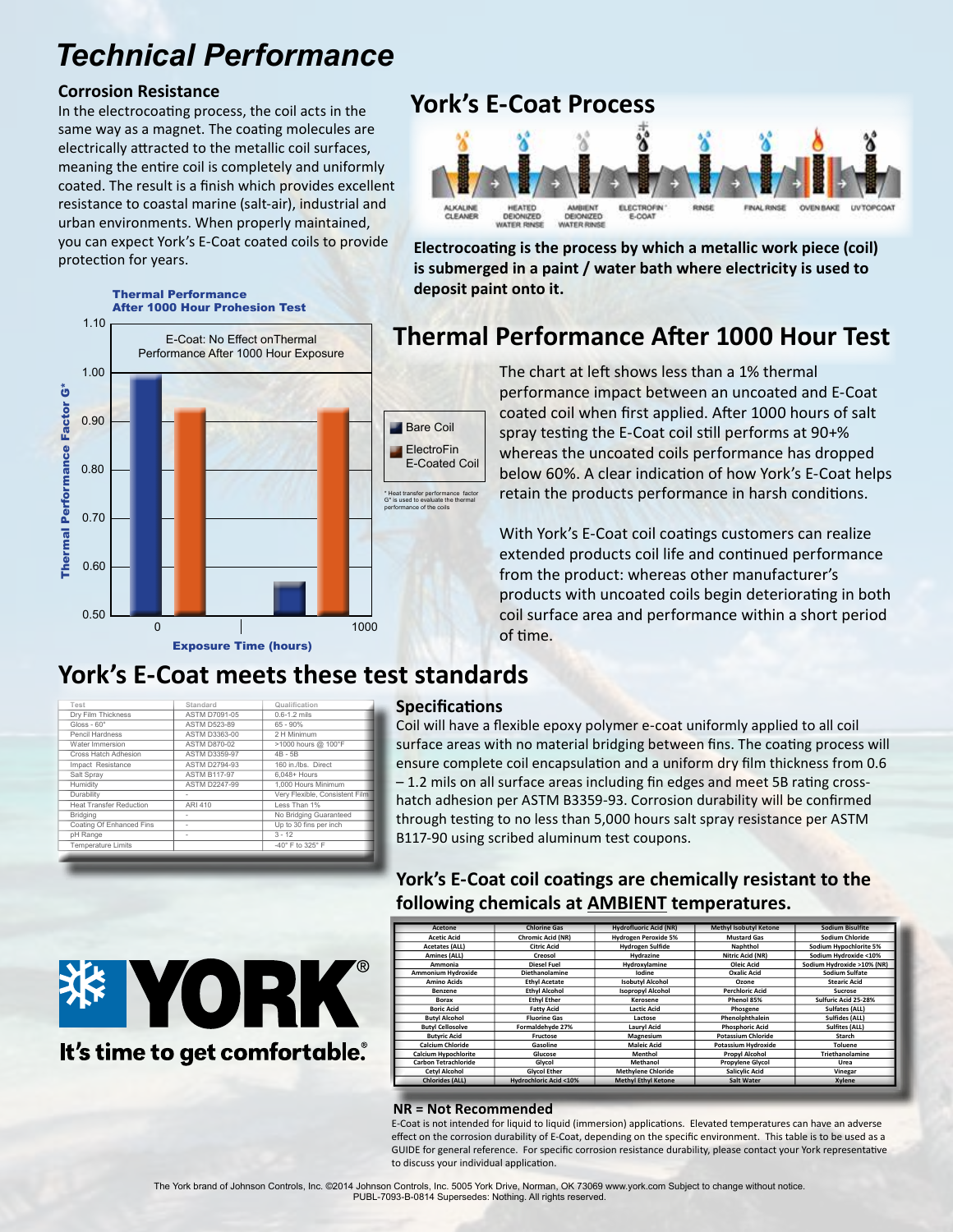# Technical Performance

### Corrosion Resistance

In the electrocoating process, the coil acts in the same way as a magnet. The coating molecules are electrically attracted to the metallic coil surfaces, meaning the entire coil is completely and uniformly coated. The result is a finish which provides excellent resistance to coastal marine (salt-air), industrial and urban environments. When properly maintained, you can expect York's E-Coat coated coils to provide protection for years.

## York's E-Coat Process

ALKALINE CLEANER
HEATED DEIONIZED WATER RINSE
AMBIENT DEIONIZED WATER RINSE
ELECTROFIN E-COAT
RINSE
FINAL RINSE
OVEN BAKE
UV TOPCOAT

**Electrocoating is the process by which a metallic work piece (coil) is submerged in a paint / water bath where electricity is used to deposit paint onto it.**

Thermal Performance
After 1000 Hour Prohesion Test

E-Coat: No Effect onThermal Performance After 1000 Hour Exposure

Thermal Performance Factor G*

1.10
1.00
0.90
0.80
0.70
0.60
0.50

0
1000

Exposure Time (hours)

Bare Coil
ElectroFin E-Coated Coil

* Heat transfer performance factor G* is used to evaluate the thermal performance of the coils

## Thermal Performance After 1000 Hour Test

The chart at left shows less than a 1% thermal performance impact between an uncoated and E-Coat coated coil when first applied. After 1000 hours of salt spray testing the E-Coat coil still performs at 90+% whereas the uncoated coils performance has dropped below 60%. A clear indication of how York's E-Coat helps retain the products performance in harsh conditions.

With York's E-Coat coil coatings customers can realize extended products coil life and continued performance from the product: whereas other manufacturer's products with uncoated coils begin deteriorating in both coil surface area and performance within a short period of time.

## York's E-Coat meets these test standards

| Test | Standard | Qualification |
|---|---|---|
| Dry Film Thickness | ASTM D7091-05 | 0.6-1.2 mils |
| Gloss - 60° | ASTM D523-89 | 65 - 90% |
| Pencil Hardness | ASTM D3363-00 | 2 H Minimum |
| Water Immersion | ASTM D870-02 | >1000 hours @ 100°F |
| Cross Hatch Adhesion | ASTM D3359-97 | 4B - 5B |
| Impact Resistance | ASTM D2794-93 | 160 in./lbs. Direct |
| Salt Spray | ASTM B117-97 | 6,048+ Hours |
| Humidity | ASTM D2247-99 | 1,000 Hours Minimum |
| Durability | - | Very Flexible, Consistent Film |
| Heat Transfer Reduction | ARI 410 | Less Than 1% |
| Bridging | - | No Bridging Guaranteed |
| Coating Of Enhanced Fins | - | Up to 30 fins per inch |
| pH Range | - | 3 - 12 |
| Temperature Limits | | -40° F to 325° F |

### Specifications

Coil will have a flexible epoxy polymer e-coat uniformly applied to all coil surface areas with no material bridging between fins. The coating process will ensure complete coil encapsulation and a uniform dry film thickness from 0.6 – 1.2 mils on all surface areas including fin edges and meet 5B rating cross-hatch adhesion per ASTM B3359-93. Corrosion durability will be confirmed through testing to no less than 5,000 hours salt spray resistance per ASTM B117-90 using scribed aluminum test coupons.

### York's E-Coat coil coatings are chemically resistant to the following chemicals at AMBIENT temperatures.

| | | | | |
|---|---|---|---|---|
| Acetone | Chlorine Gas | Hydrofluoric Acid (NR) | Methyl Isobutyl Ketone | Sodium Bisulfite |
| Acetic Acid | Chromic Acid (NR) | Hydrogen Peroxide 5% | Mustard Gas | Sodium Chloride |
| Acetates (ALL) | Citric Acid | Hydrogen Sulfide | Naphthol | Sodium Hypochlorite 5% |
| Amines (ALL) | Creosol | Hydrazine | Nitric Acid (NR) | Sodium Hydroxide <10% |
| Ammonia | Diesel Fuel | Hydroxylamine | Oleic Acid | Sodium Hydroxide >10% (NR) |
| Ammonium Hydroxide | Diethanolamine | Iodine | Oxalic Acid | Sodium Sulfate |
| Amino Acids | Ethyl Acetate | Isobutyl Alcohol | Ozone | Stearic Acid |
| Benzene | Ethyl Alcohol | Isopropyl Alcohol | Perchloric Acid | Sucrose |
| Borax | Ethyl Ether | Kerosene | Phenol 85% | Sulfuric Acid 25-28% |
| Boric Acid | Fatty Acid | Lactic Acid | Phosgene | Sulfates (ALL) |
| Butyl Alcohol | Fluorine Gas | Lactose | Phenolphthalein | Sulfides (ALL) |
| Butyl Cellosolve | Formaldehyde 27% | Lauryl Acid | Phosphoric Acid | Sulfites (ALL) |
| Butyric Acid | Fructose | Magnesium | Potassium Chloride | Starch |
| Calcium Chloride | Gasoline | Maleic Acid | Potassium Hydroxide | Toluene |
| Calcium Hypochlorite | Glucose | Menthol | Propyl Alcohol | Triethanolamine |
| Carbon Tetrachloride | Glycol | Methanol | Propylene Glycol | Urea |
| Cetyl Alcohol | Glycol Ether | Methylene Chloride | Salicylic Acid | Vinegar |
| Chlorides (ALL) | Hydrochloric Acid <10% | Methyl Ethyl Ketone | Salt Water | Xylene |

**NR = Not Recommended**

E-Coat is not intended for liquid to liquid (immersion) applications. Elevated temperatures can have an adverse effect on the corrosion durability of E-Coat, depending on the specific environment. This table is to be used as a GUIDE for general reference. For specific corrosion resistance durability, please contact your York representative to discuss your individual application.

YORK®
It's time to get comfortable.®

The York brand of Johnson Controls, Inc. ©2014 Johnson Controls, Inc. 5005 York Drive, Norman, OK 73069 www.york.com Subject to change without notice.
PUBL-7093-B-0814 Supersedes: Nothing. All rights reserved.